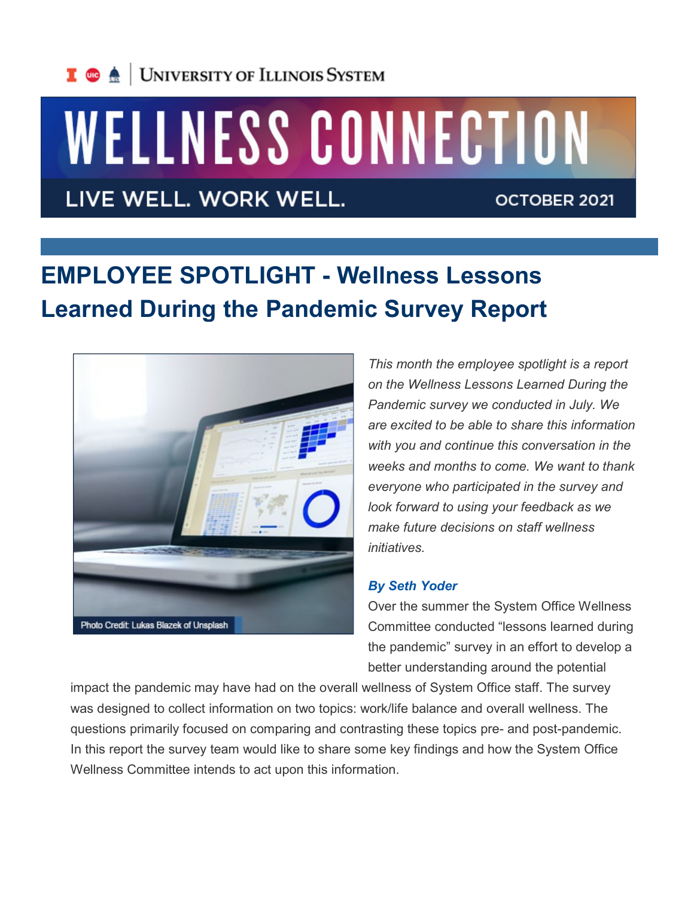University of Illinois System

# WELLNESS CONNECTION

LIVE WELL. WORK WELL. OCTOBER 2021

## EMPLOYEE SPOTLIGHT - Wellness Lessons Learned During the Pandemic Survey Report

Photo Credit: Lukas Blazek of Unsplash

*This month the employee spotlight is a report on the Wellness Lessons Learned During the Pandemic survey we conducted in July. We are excited to be able to share this information with you and continue this conversation in the weeks and months to come. We want to thank everyone who participated in the survey and look forward to using your feedback as we make future decisions on staff wellness initiatives.*

***By Seth Yoder***

Over the summer the System Office Wellness Committee conducted "lessons learned during the pandemic" survey in an effort to develop a better understanding around the potential impact the pandemic may have had on the overall wellness of System Office staff. The survey was designed to collect information on two topics: work/life balance and overall wellness. The questions primarily focused on comparing and contrasting these topics pre- and post-pandemic. In this report the survey team would like to share some key findings and how the System Office Wellness Committee intends to act upon this information.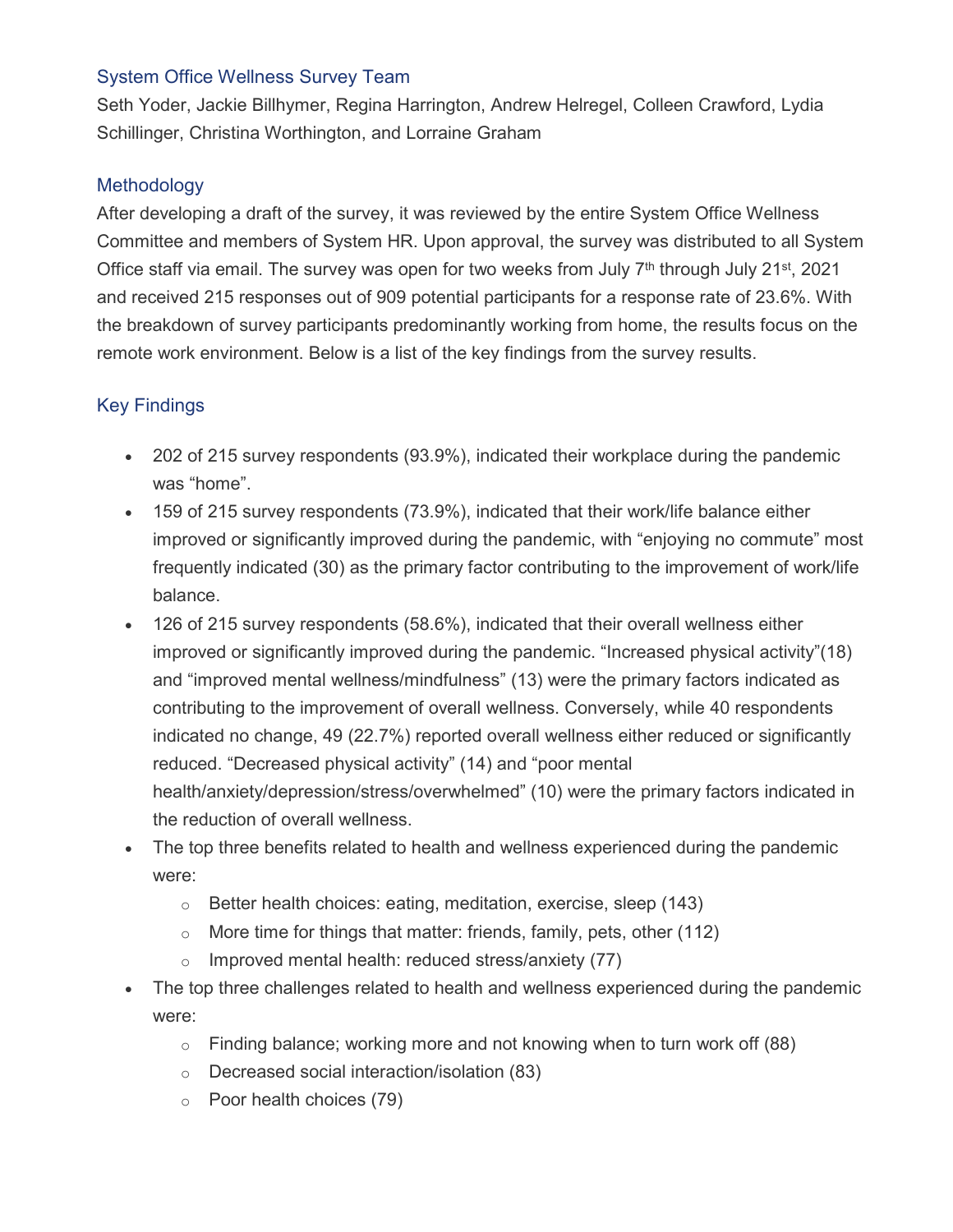## System Office Wellness Survey Team

Seth Yoder, Jackie Billhymer, Regina Harrington, Andrew Helregel, Colleen Crawford, Lydia Schillinger, Christina Worthington, and Lorraine Graham

## Methodology

After developing a draft of the survey, it was reviewed by the entire System Office Wellness Committee and members of System HR. Upon approval, the survey was distributed to all System Office staff via email. The survey was open for two weeks from July 7th through July 21st, 2021 and received 215 responses out of 909 potential participants for a response rate of 23.6%. With the breakdown of survey participants predominantly working from home, the results focus on the remote work environment. Below is a list of the key findings from the survey results.

## Key Findings

- 202 of 215 survey respondents (93.9%), indicated their workplace during the pandemic was "home".
- 159 of 215 survey respondents (73.9%), indicated that their work/life balance either improved or significantly improved during the pandemic, with "enjoying no commute" most frequently indicated (30) as the primary factor contributing to the improvement of work/life balance.
- 126 of 215 survey respondents (58.6%), indicated that their overall wellness either improved or significantly improved during the pandemic. "Increased physical activity"(18) and "improved mental wellness/mindfulness" (13) were the primary factors indicated as contributing to the improvement of overall wellness. Conversely, while 40 respondents indicated no change, 49 (22.7%) reported overall wellness either reduced or significantly reduced. "Decreased physical activity" (14) and "poor mental health/anxiety/depression/stress/overwhelmed" (10) were the primary factors indicated in the reduction of overall wellness.
- The top three benefits related to health and wellness experienced during the pandemic were:
  - Better health choices: eating, meditation, exercise, sleep (143)
  - More time for things that matter: friends, family, pets, other (112)
  - Improved mental health: reduced stress/anxiety (77)
- The top three challenges related to health and wellness experienced during the pandemic were:
  - Finding balance; working more and not knowing when to turn work off (88)
  - Decreased social interaction/isolation (83)
  - Poor health choices (79)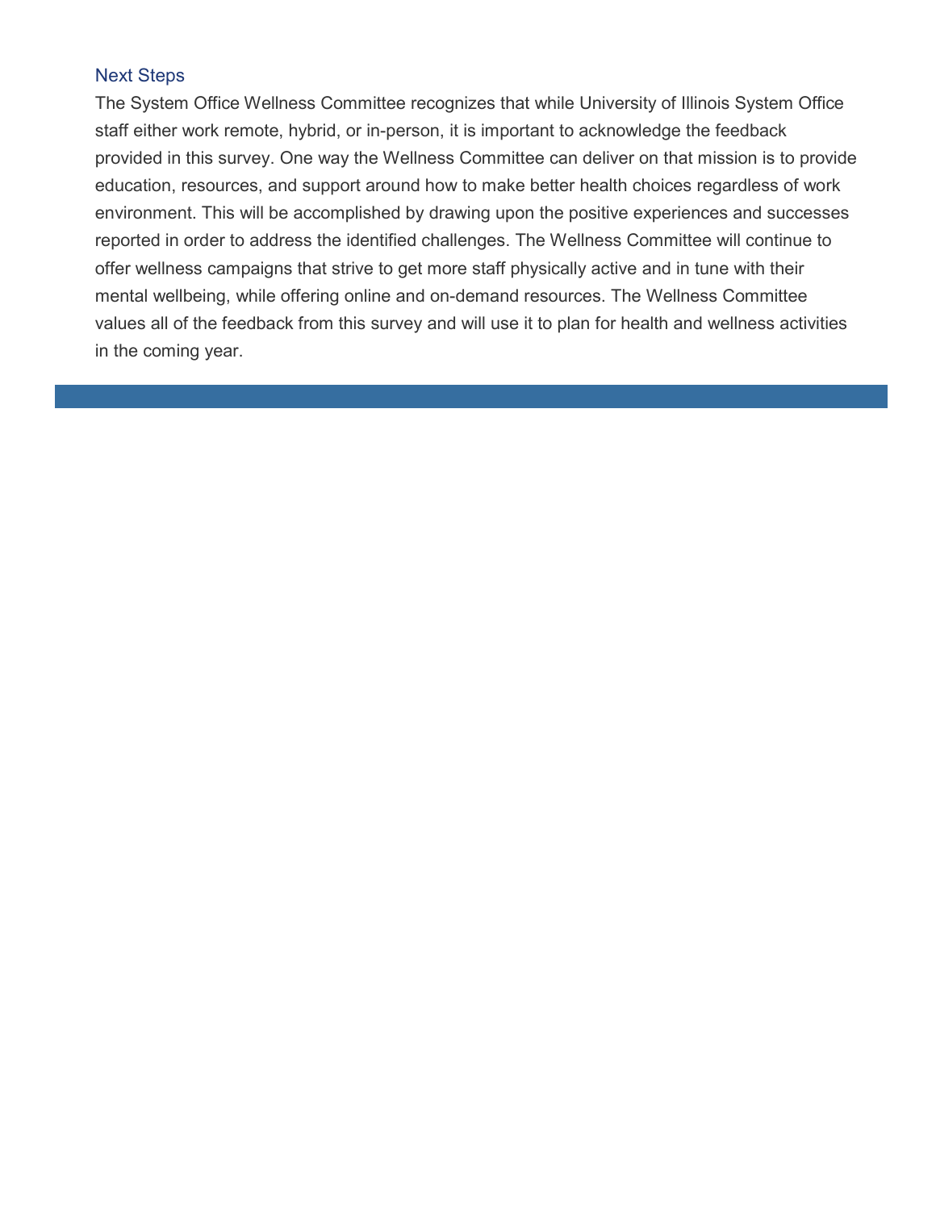## Next Steps

The System Office Wellness Committee recognizes that while University of Illinois System Office staff either work remote, hybrid, or in-person, it is important to acknowledge the feedback provided in this survey. One way the Wellness Committee can deliver on that mission is to provide education, resources, and support around how to make better health choices regardless of work environment. This will be accomplished by drawing upon the positive experiences and successes reported in order to address the identified challenges. The Wellness Committee will continue to offer wellness campaigns that strive to get more staff physically active and in tune with their mental wellbeing, while offering online and on-demand resources. The Wellness Committee values all of the feedback from this survey and will use it to plan for health and wellness activities in the coming year.